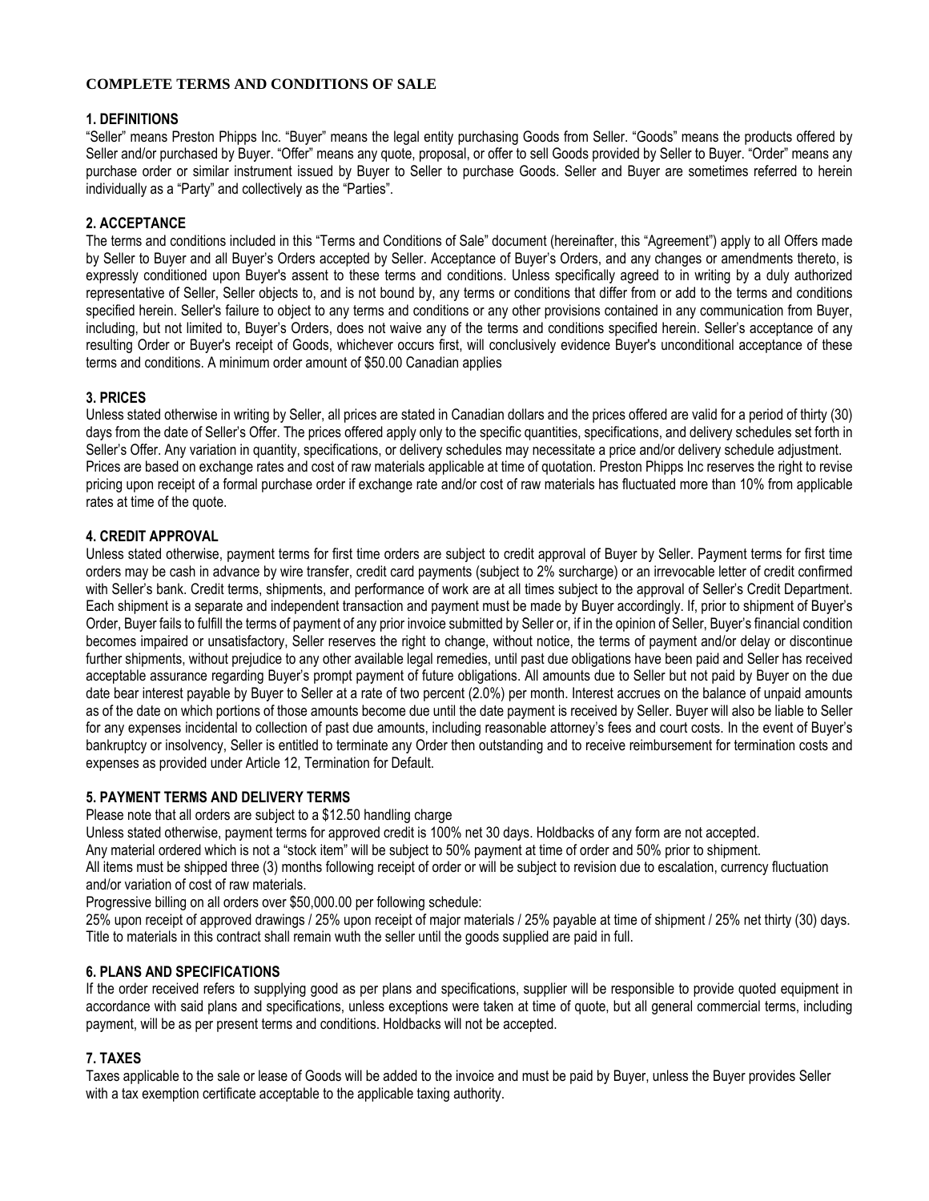# COMPLETE TERMS AND CONDITIONS OF SALE

## 1. DEFINITIONS

"Seller" means Preston Phipps Inc. "Buyer" means the legal entity purchasing Goods from Seller. "Goods" means the products offered by Seller and/or purchased by Buyer. "Offer" means any quote, proposal, or offer to sell Goods provided by Seller to Buyer. "Order" means any purchase order or similar instrument issued by Buyer to Seller to purchase Goods. Seller and Buyer are sometimes referred to herein individually as a "Party" and collectively as the "Parties".

## 2. ACCEPTANCE

The terms and conditions included in this "Terms and Conditions of Sale" document (hereinafter, this "Agreement") apply to all Offers made by Seller to Buyer and all Buyer's Orders accepted by Seller. Acceptance of Buyer's Orders, and any changes or amendments thereto, is expressly conditioned upon Buyer's assent to these terms and conditions. Unless specifically agreed to in writing by a duly authorized representative of Seller, Seller objects to, and is not bound by, any terms or conditions that differ from or add to the terms and conditions specified herein. Seller's failure to object to any terms and conditions or any other provisions contained in any communication from Buyer, including, but not limited to, Buyer's Orders, does not waive any of the terms and conditions specified herein. Seller's acceptance of any resulting Order or Buyer's receipt of Goods, whichever occurs first, will conclusively evidence Buyer's unconditional acceptance of these terms and conditions. A minimum order amount of $50.00 Canadian applies

## 3. PRICES

Unless stated otherwise in writing by Seller, all prices are stated in Canadian dollars and the prices offered are valid for a period of thirty (30) days from the date of Seller's Offer. The prices offered apply only to the specific quantities, specifications, and delivery schedules set forth in Seller's Offer. Any variation in quantity, specifications, or delivery schedules may necessitate a price and/or delivery schedule adjustment.
Prices are based on exchange rates and cost of raw materials applicable at time of quotation. Preston Phipps Inc reserves the right to revise pricing upon receipt of a formal purchase order if exchange rate and/or cost of raw materials has fluctuated more than 10% from applicable rates at time of the quote.

## 4. CREDIT APPROVAL

Unless stated otherwise, payment terms for first time orders are subject to credit approval of Buyer by Seller. Payment terms for first time orders may be cash in advance by wire transfer, credit card payments (subject to 2% surcharge) or an irrevocable letter of credit confirmed with Seller's bank. Credit terms, shipments, and performance of work are at all times subject to the approval of Seller's Credit Department. Each shipment is a separate and independent transaction and payment must be made by Buyer accordingly. If, prior to shipment of Buyer's Order, Buyer fails to fulfill the terms of payment of any prior invoice submitted by Seller or, if in the opinion of Seller, Buyer's financial condition becomes impaired or unsatisfactory, Seller reserves the right to change, without notice, the terms of payment and/or delay or discontinue further shipments, without prejudice to any other available legal remedies, until past due obligations have been paid and Seller has received acceptable assurance regarding Buyer's prompt payment of future obligations. All amounts due to Seller but not paid by Buyer on the due date bear interest payable by Buyer to Seller at a rate of two percent (2.0%) per month. Interest accrues on the balance of unpaid amounts as of the date on which portions of those amounts become due until the date payment is received by Seller. Buyer will also be liable to Seller for any expenses incidental to collection of past due amounts, including reasonable attorney's fees and court costs. In the event of Buyer's bankruptcy or insolvency, Seller is entitled to terminate any Order then outstanding and to receive reimbursement for termination costs and expenses as provided under Article 12, Termination for Default.

## 5. PAYMENT TERMS AND DELIVERY TERMS

Please note that all orders are subject to a $12.50 handling charge
Unless stated otherwise, payment terms for approved credit is 100% net 30 days. Holdbacks of any form are not accepted.
Any material ordered which is not a "stock item" will be subject to 50% payment at time of order and 50% prior to shipment.
All items must be shipped three (3) months following receipt of order or will be subject to revision due to escalation, currency fluctuation and/or variation of cost of raw materials.
Progressive billing on all orders over $50,000.00 per following schedule:
25% upon receipt of approved drawings / 25% upon receipt of major materials / 25% payable at time of shipment / 25% net thirty (30) days.
Title to materials in this contract shall remain wuth the seller until the goods supplied are paid in full.

## 6. PLANS AND SPECIFICATIONS

If the order received refers to supplying good as per plans and specifications, supplier will be responsible to provide quoted equipment in accordance with said plans and specifications, unless exceptions were taken at time of quote, but all general commercial terms, including payment, will be as per present terms and conditions. Holdbacks will not be accepted.

## 7. TAXES

Taxes applicable to the sale or lease of Goods will be added to the invoice and must be paid by Buyer, unless the Buyer provides Seller with a tax exemption certificate acceptable to the applicable taxing authority.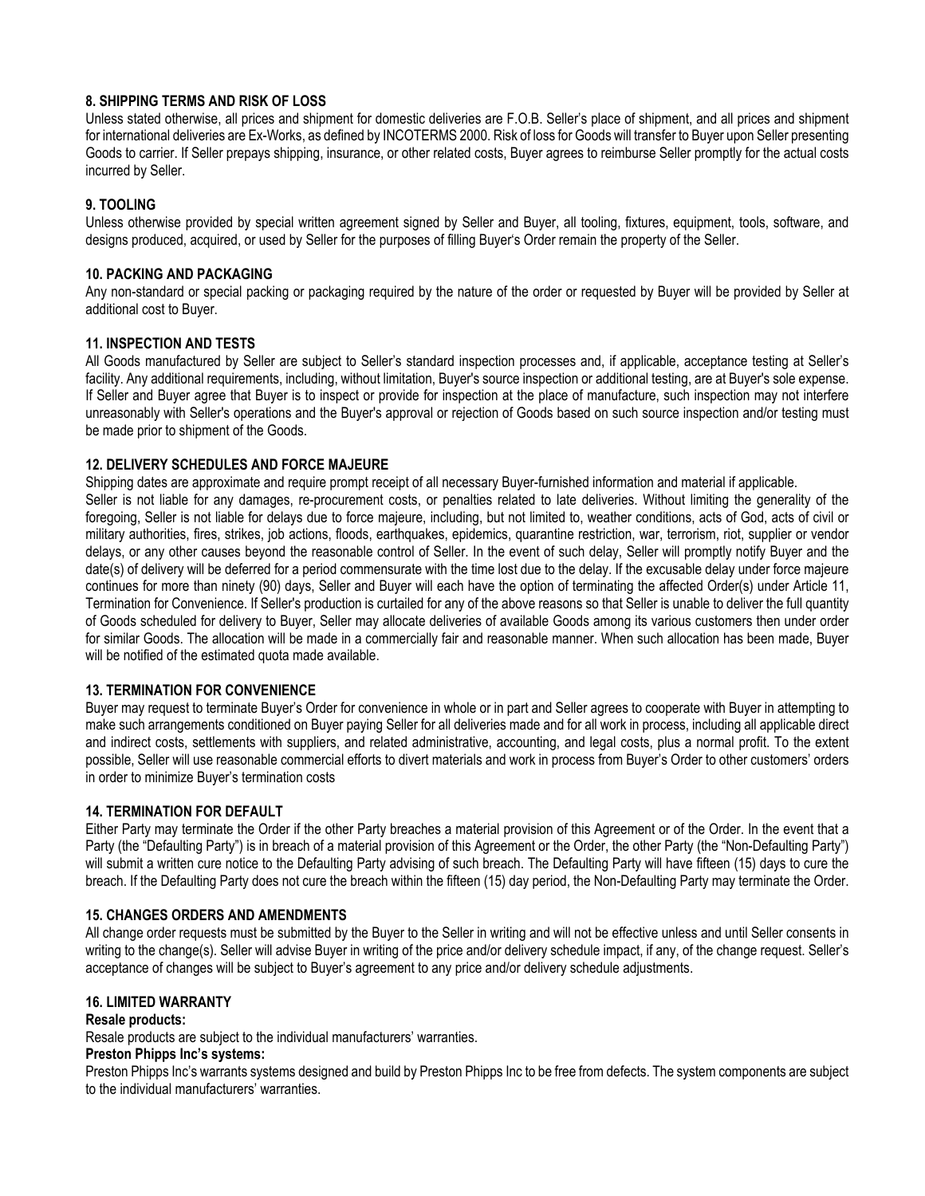### 8. SHIPPING TERMS AND RISK OF LOSS

Unless stated otherwise, all prices and shipment for domestic deliveries are F.O.B. Seller's place of shipment, and all prices and shipment for international deliveries are Ex-Works, as defined by INCOTERMS 2000. Risk of loss for Goods will transfer to Buyer upon Seller presenting Goods to carrier. If Seller prepays shipping, insurance, or other related costs, Buyer agrees to reimburse Seller promptly for the actual costs incurred by Seller.

### 9. TOOLING

Unless otherwise provided by special written agreement signed by Seller and Buyer, all tooling, fixtures, equipment, tools, software, and designs produced, acquired, or used by Seller for the purposes of filling Buyer's Order remain the property of the Seller.

### 10. PACKING AND PACKAGING

Any non-standard or special packing or packaging required by the nature of the order or requested by Buyer will be provided by Seller at additional cost to Buyer.

### 11. INSPECTION AND TESTS

All Goods manufactured by Seller are subject to Seller's standard inspection processes and, if applicable, acceptance testing at Seller's facility. Any additional requirements, including, without limitation, Buyer's source inspection or additional testing, are at Buyer's sole expense. If Seller and Buyer agree that Buyer is to inspect or provide for inspection at the place of manufacture, such inspection may not interfere unreasonably with Seller's operations and the Buyer's approval or rejection of Goods based on such source inspection and/or testing must be made prior to shipment of the Goods.

### 12. DELIVERY SCHEDULES AND FORCE MAJEURE

Shipping dates are approximate and require prompt receipt of all necessary Buyer-furnished information and material if applicable.

Seller is not liable for any damages, re-procurement costs, or penalties related to late deliveries. Without limiting the generality of the foregoing, Seller is not liable for delays due to force majeure, including, but not limited to, weather conditions, acts of God, acts of civil or military authorities, fires, strikes, job actions, floods, earthquakes, epidemics, quarantine restriction, war, terrorism, riot, supplier or vendor delays, or any other causes beyond the reasonable control of Seller. In the event of such delay, Seller will promptly notify Buyer and the date(s) of delivery will be deferred for a period commensurate with the time lost due to the delay. If the excusable delay under force majeure continues for more than ninety (90) days, Seller and Buyer will each have the option of terminating the affected Order(s) under Article 11, Termination for Convenience. If Seller's production is curtailed for any of the above reasons so that Seller is unable to deliver the full quantity of Goods scheduled for delivery to Buyer, Seller may allocate deliveries of available Goods among its various customers then under order for similar Goods. The allocation will be made in a commercially fair and reasonable manner. When such allocation has been made, Buyer will be notified of the estimated quota made available.

### 13. TERMINATION FOR CONVENIENCE

Buyer may request to terminate Buyer's Order for convenience in whole or in part and Seller agrees to cooperate with Buyer in attempting to make such arrangements conditioned on Buyer paying Seller for all deliveries made and for all work in process, including all applicable direct and indirect costs, settlements with suppliers, and related administrative, accounting, and legal costs, plus a normal profit. To the extent possible, Seller will use reasonable commercial efforts to divert materials and work in process from Buyer's Order to other customers' orders in order to minimize Buyer's termination costs

### 14. TERMINATION FOR DEFAULT

Either Party may terminate the Order if the other Party breaches a material provision of this Agreement or of the Order. In the event that a Party (the "Defaulting Party") is in breach of a material provision of this Agreement or the Order, the other Party (the "Non-Defaulting Party") will submit a written cure notice to the Defaulting Party advising of such breach. The Defaulting Party will have fifteen (15) days to cure the breach. If the Defaulting Party does not cure the breach within the fifteen (15) day period, the Non-Defaulting Party may terminate the Order.

### 15. CHANGES ORDERS AND AMENDMENTS

All change order requests must be submitted by the Buyer to the Seller in writing and will not be effective unless and until Seller consents in writing to the change(s). Seller will advise Buyer in writing of the price and/or delivery schedule impact, if any, of the change request. Seller's acceptance of changes will be subject to Buyer's agreement to any price and/or delivery schedule adjustments.

### 16. LIMITED WARRANTY

**Resale products:**

Resale products are subject to the individual manufacturers' warranties.

**Preston Phipps Inc's systems:**

Preston Phipps Inc's warrants systems designed and build by Preston Phipps Inc to be free from defects. The system components are subject to the individual manufacturers' warranties.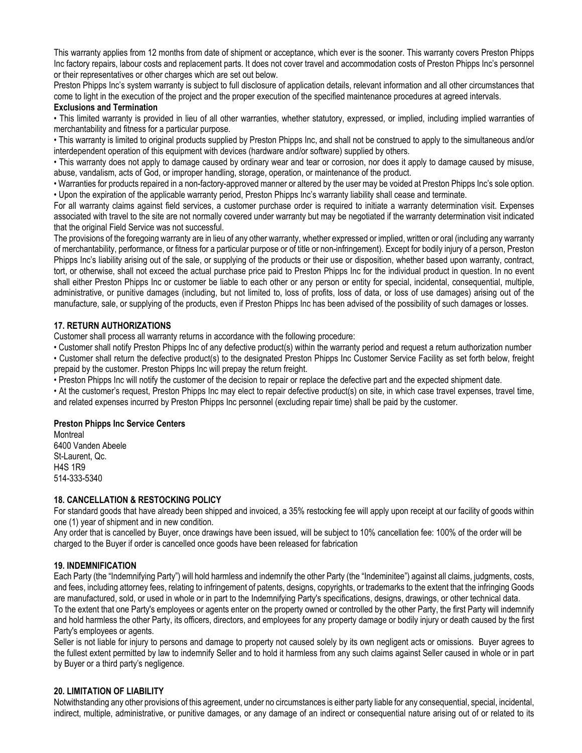This warranty applies from 12 months from date of shipment or acceptance, which ever is the sooner. This warranty covers Preston Phipps Inc factory repairs, labour costs and replacement parts. It does not cover travel and accommodation costs of Preston Phipps Inc's personnel or their representatives or other charges which are set out below.

Preston Phipps Inc's system warranty is subject to full disclosure of application details, relevant information and all other circumstances that come to light in the execution of the project and the proper execution of the specified maintenance procedures at agreed intervals.

**Exclusions and Termination**

- This limited warranty is provided in lieu of all other warranties, whether statutory, expressed, or implied, including implied warranties of merchantability and fitness for a particular purpose.
- This warranty is limited to original products supplied by Preston Phipps Inc, and shall not be construed to apply to the simultaneous and/or interdependent operation of this equipment with devices (hardware and/or software) supplied by others.
- This warranty does not apply to damage caused by ordinary wear and tear or corrosion, nor does it apply to damage caused by misuse, abuse, vandalism, acts of God, or improper handling, storage, operation, or maintenance of the product.
- Warranties for products repaired in a non-factory-approved manner or altered by the user may be voided at Preston Phipps Inc's sole option.
- Upon the expiration of the applicable warranty period, Preston Phipps Inc's warranty liability shall cease and terminate.

For all warranty claims against field services, a customer purchase order is required to initiate a warranty determination visit. Expenses associated with travel to the site are not normally covered under warranty but may be negotiated if the warranty determination visit indicated that the original Field Service was not successful.

The provisions of the foregoing warranty are in lieu of any other warranty, whether expressed or implied, written or oral (including any warranty of merchantability, performance, or fitness for a particular purpose or of title or non-infringement). Except for bodily injury of a person, Preston Phipps Inc's liability arising out of the sale, or supplying of the products or their use or disposition, whether based upon warranty, contract, tort, or otherwise, shall not exceed the actual purchase price paid to Preston Phipps Inc for the individual product in question. In no event shall either Preston Phipps Inc or customer be liable to each other or any person or entity for special, incidental, consequential, multiple, administrative, or punitive damages (including, but not limited to, loss of profits, loss of data, or loss of use damages) arising out of the manufacture, sale, or supplying of the products, even if Preston Phipps Inc has been advised of the possibility of such damages or losses.

**17. RETURN AUTHORIZATIONS**

Customer shall process all warranty returns in accordance with the following procedure:

- Customer shall notify Preston Phipps Inc of any defective product(s) within the warranty period and request a return authorization number
- Customer shall return the defective product(s) to the designated Preston Phipps Inc Customer Service Facility as set forth below, freight prepaid by the customer. Preston Phipps Inc will prepay the return freight.
- Preston Phipps Inc will notify the customer of the decision to repair or replace the defective part and the expected shipment date.
- At the customer's request, Preston Phipps Inc may elect to repair defective product(s) on site, in which case travel expenses, travel time, and related expenses incurred by Preston Phipps Inc personnel (excluding repair time) shall be paid by the customer.

**Preston Phipps Inc Service Centers**

Montreal
6400 Vanden Abeele
St-Laurent, Qc.
H4S 1R9
514-333-5340

**18. CANCELLATION & RESTOCKING POLICY**

For standard goods that have already been shipped and invoiced, a 35% restocking fee will apply upon receipt at our facility of goods within one (1) year of shipment and in new condition.

Any order that is cancelled by Buyer, once drawings have been issued, will be subject to 10% cancellation fee: 100% of the order will be charged to the Buyer if order is cancelled once goods have been released for fabrication

**19. INDEMNIFICATION**

Each Party (the "Indemnifying Party") will hold harmless and indemnify the other Party (the "Indeminitee") against all claims, judgments, costs, and fees, including attorney fees, relating to infringement of patents, designs, copyrights, or trademarks to the extent that the infringing Goods are manufactured, sold, or used in whole or in part to the Indemnifying Party's specifications, designs, drawings, or other technical data.

To the extent that one Party's employees or agents enter on the property owned or controlled by the other Party, the first Party will indemnify and hold harmless the other Party, its officers, directors, and employees for any property damage or bodily injury or death caused by the first Party's employees or agents.

Seller is not liable for injury to persons and damage to property not caused solely by its own negligent acts or omissions. Buyer agrees to the fullest extent permitted by law to indemnify Seller and to hold it harmless from any such claims against Seller caused in whole or in part by Buyer or a third party's negligence.

**20. LIMITATION OF LIABILITY**

Notwithstanding any other provisions of this agreement, under no circumstances is either party liable for any consequential, special, incidental, indirect, multiple, administrative, or punitive damages, or any damage of an indirect or consequential nature arising out of or related to its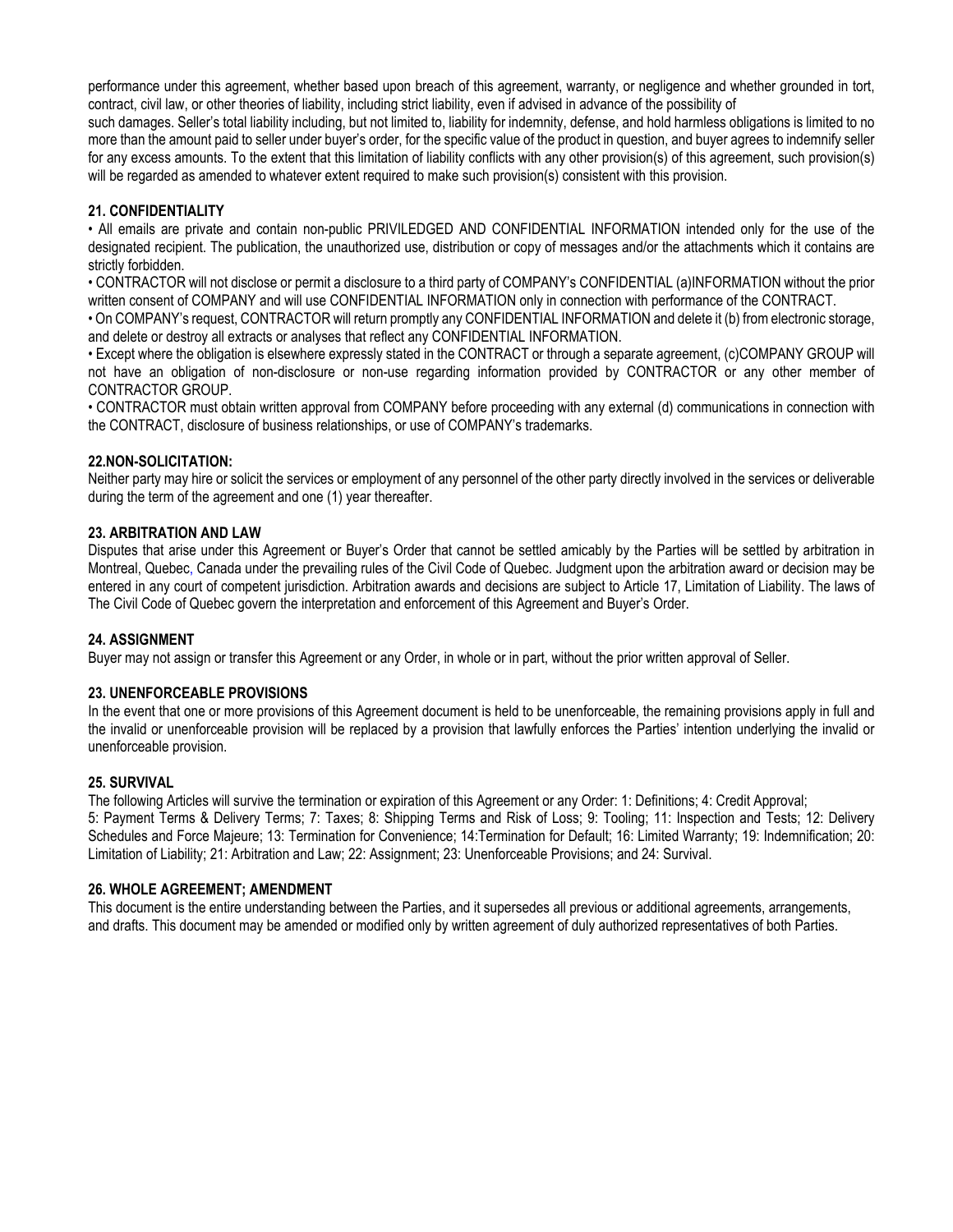performance under this agreement, whether based upon breach of this agreement, warranty, or negligence and whether grounded in tort, contract, civil law, or other theories of liability, including strict liability, even if advised in advance of the possibility of such damages. Seller's total liability including, but not limited to, liability for indemnity, defense, and hold harmless obligations is limited to no more than the amount paid to seller under buyer's order, for the specific value of the product in question, and buyer agrees to indemnify seller for any excess amounts. To the extent that this limitation of liability conflicts with any other provision(s) of this agreement, such provision(s) will be regarded as amended to whatever extent required to make such provision(s) consistent with this provision.

### 21. CONFIDENTIALITY

• All emails are private and contain non-public PRIVILEDGED AND CONFIDENTIAL INFORMATION intended only for the use of the designated recipient. The publication, the unauthorized use, distribution or copy of messages and/or the attachments which it contains are strictly forbidden.

• CONTRACTOR will not disclose or permit a disclosure to a third party of COMPANY's CONFIDENTIAL (a)INFORMATION without the prior written consent of COMPANY and will use CONFIDENTIAL INFORMATION only in connection with performance of the CONTRACT.

• On COMPANY's request, CONTRACTOR will return promptly any CONFIDENTIAL INFORMATION and delete it (b) from electronic storage, and delete or destroy all extracts or analyses that reflect any CONFIDENTIAL INFORMATION.

• Except where the obligation is elsewhere expressly stated in the CONTRACT or through a separate agreement, (c)COMPANY GROUP will not have an obligation of non-disclosure or non-use regarding information provided by CONTRACTOR or any other member of CONTRACTOR GROUP.

• CONTRACTOR must obtain written approval from COMPANY before proceeding with any external (d) communications in connection with the CONTRACT, disclosure of business relationships, or use of COMPANY's trademarks.

### 22.NON-SOLICITATION:

Neither party may hire or solicit the services or employment of any personnel of the other party directly involved in the services or deliverable during the term of the agreement and one (1) year thereafter.

### 23. ARBITRATION AND LAW

Disputes that arise under this Agreement or Buyer's Order that cannot be settled amicably by the Parties will be settled by arbitration in Montreal, Quebec, Canada under the prevailing rules of the Civil Code of Quebec. Judgment upon the arbitration award or decision may be entered in any court of competent jurisdiction. Arbitration awards and decisions are subject to Article 17, Limitation of Liability. The laws of The Civil Code of Quebec govern the interpretation and enforcement of this Agreement and Buyer's Order.

### 24. ASSIGNMENT

Buyer may not assign or transfer this Agreement or any Order, in whole or in part, without the prior written approval of Seller.

### 23. UNENFORCEABLE PROVISIONS

In the event that one or more provisions of this Agreement document is held to be unenforceable, the remaining provisions apply in full and the invalid or unenforceable provision will be replaced by a provision that lawfully enforces the Parties' intention underlying the invalid or unenforceable provision.

### 25. SURVIVAL

The following Articles will survive the termination or expiration of this Agreement or any Order: 1: Definitions; 4: Credit Approval; 5: Payment Terms & Delivery Terms; 7: Taxes; 8: Shipping Terms and Risk of Loss; 9: Tooling; 11: Inspection and Tests; 12: Delivery Schedules and Force Majeure; 13: Termination for Convenience; 14:Termination for Default; 16: Limited Warranty; 19: Indemnification; 20: Limitation of Liability; 21: Arbitration and Law; 22: Assignment; 23: Unenforceable Provisions; and 24: Survival.

### 26. WHOLE AGREEMENT; AMENDMENT

This document is the entire understanding between the Parties, and it supersedes all previous or additional agreements, arrangements, and drafts. This document may be amended or modified only by written agreement of duly authorized representatives of both Parties.